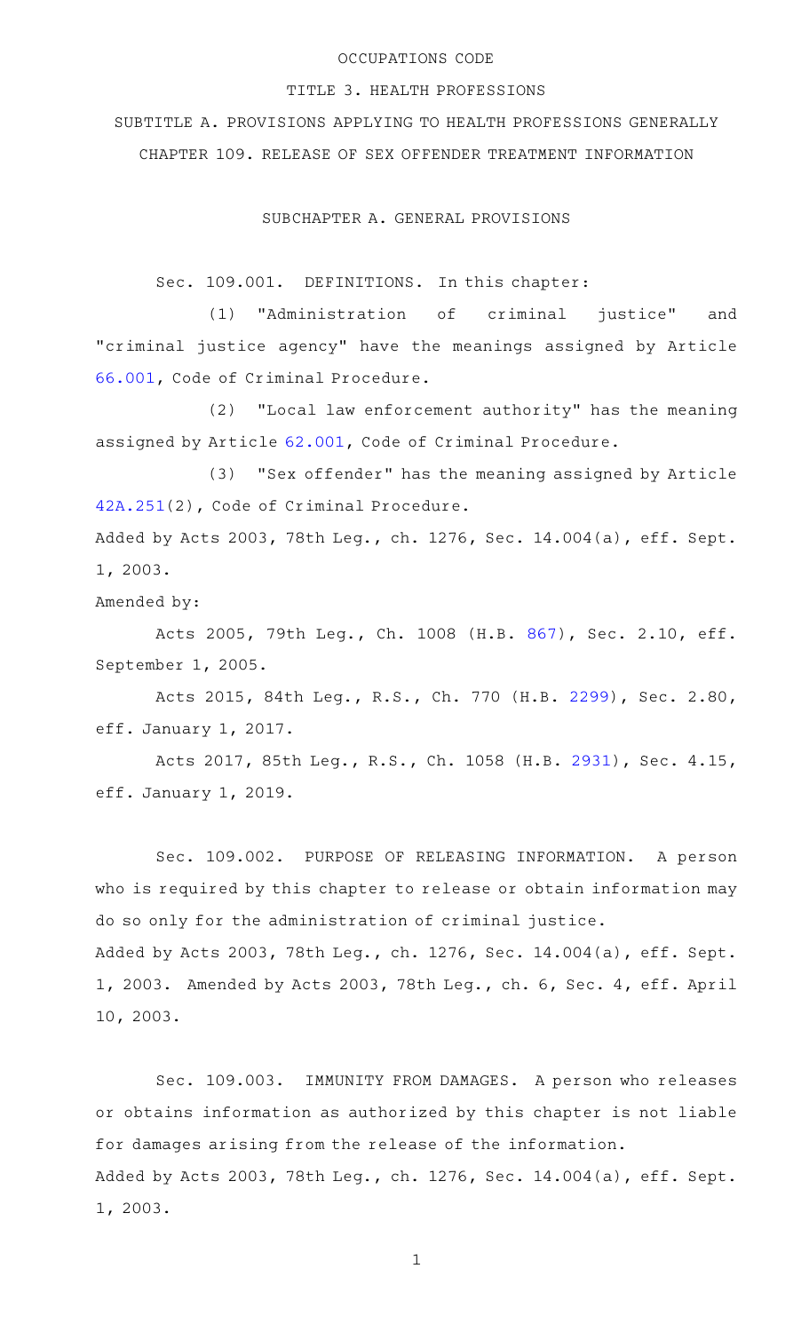OCCUPATIONS CODE

TITLE 3. HEALTH PROFESSIONS

SUBTITLE A. PROVISIONS APPLYING TO HEALTH PROFESSIONS GENERALLY

CHAPTER 109. RELEASE OF SEX OFFENDER TREATMENT INFORMATION

SUBCHAPTER A. GENERAL PROVISIONS

Sec. 109.001. DEFINITIONS. In this chapter:

(1) "Administration of criminal justice" and "criminal justice agency" have the meanings assigned by Article 66.001, Code of Criminal Procedure.

(2) "Local law enforcement authority" has the meaning assigned by Article 62.001, Code of Criminal Procedure.

(3) "Sex offender" has the meaning assigned by Article 42A.251(2), Code of Criminal Procedure.

Added by Acts 2003, 78th Leg., ch. 1276, Sec. 14.004(a), eff. Sept. 1, 2003.

Amended by:

Acts 2005, 79th Leg., Ch. 1008 (H.B. 867), Sec. 2.10, eff. September 1, 2005.

Acts 2015, 84th Leg., R.S., Ch. 770 (H.B. 2299), Sec. 2.80, eff. January 1, 2017.

Acts 2017, 85th Leg., R.S., Ch. 1058 (H.B. 2931), Sec. 4.15, eff. January 1, 2019.

Sec. 109.002. PURPOSE OF RELEASING INFORMATION. A person who is required by this chapter to release or obtain information may do so only for the administration of criminal justice.

Added by Acts 2003, 78th Leg., ch. 1276, Sec. 14.004(a), eff. Sept. 1, 2003. Amended by Acts 2003, 78th Leg., ch. 6, Sec. 4, eff. April 10, 2003.

Sec. 109.003. IMMUNITY FROM DAMAGES. A person who releases or obtains information as authorized by this chapter is not liable for damages arising from the release of the information.

Added by Acts 2003, 78th Leg., ch. 1276, Sec. 14.004(a), eff. Sept. 1, 2003.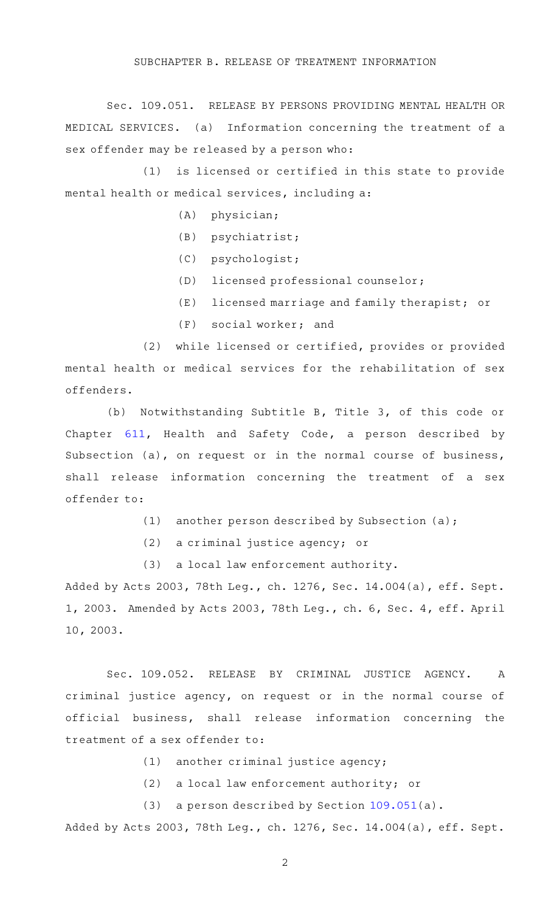## SUBCHAPTER B. RELEASE OF TREATMENT INFORMATION

Sec. 109.051. RELEASE BY PERSONS PROVIDING MENTAL HEALTH OR MEDICAL SERVICES. (a) Information concerning the treatment of a sex offender may be released by a person who:

(1) is licensed or certified in this state to provide mental health or medical services, including a:

(A) physician;

(B) psychiatrist;

(C) psychologist;

(D) licensed professional counselor;

(E) licensed marriage and family therapist; or

(F) social worker; and

(2) while licensed or certified, provides or provided mental health or medical services for the rehabilitation of sex offenders.

(b) Notwithstanding Subtitle B, Title 3, of this code or Chapter 611, Health and Safety Code, a person described by Subsection (a), on request or in the normal course of business, shall release information concerning the treatment of a sex offender to:

(1) another person described by Subsection (a);

(2) a criminal justice agency; or

(3) a local law enforcement authority.

Added by Acts 2003, 78th Leg., ch. 1276, Sec. 14.004(a), eff. Sept. 1, 2003. Amended by Acts 2003, 78th Leg., ch. 6, Sec. 4, eff. April 10, 2003.

Sec. 109.052. RELEASE BY CRIMINAL JUSTICE AGENCY. A criminal justice agency, on request or in the normal course of official business, shall release information concerning the treatment of a sex offender to:

(1) another criminal justice agency;

(2) a local law enforcement authority; or

(3) a person described by Section 109.051(a).

Added by Acts 2003, 78th Leg., ch. 1276, Sec. 14.004(a), eff. Sept.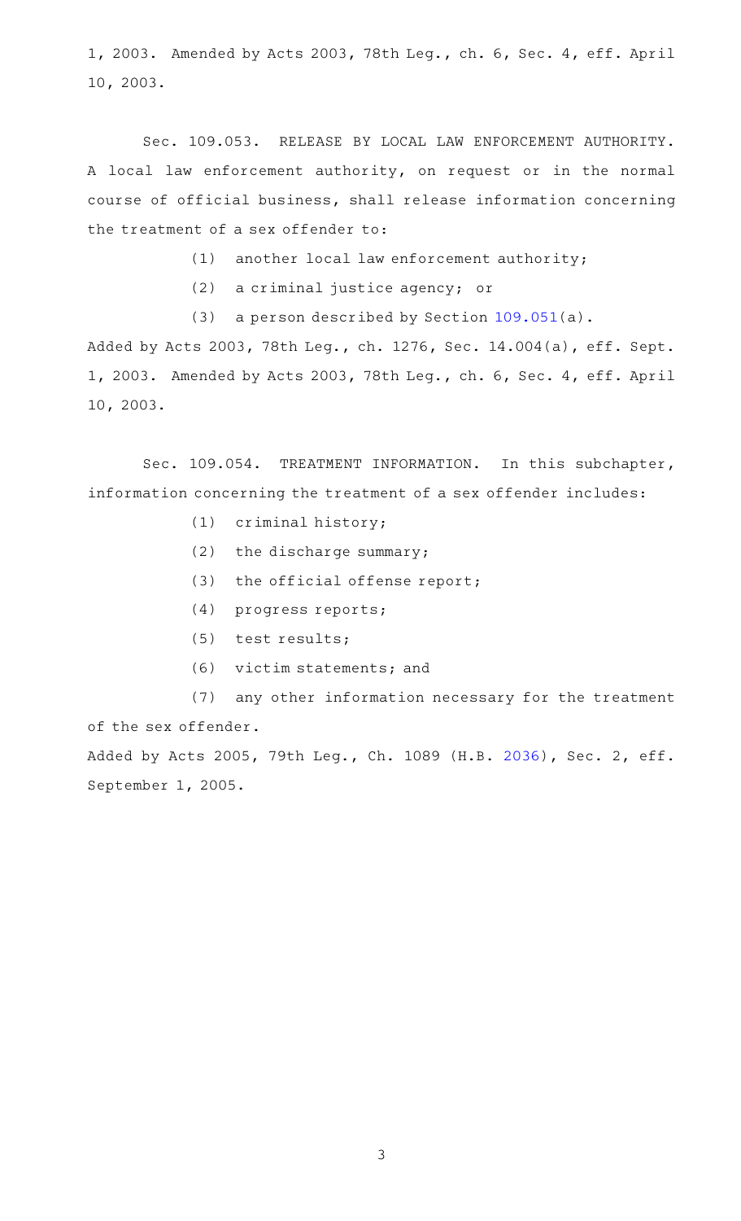1, 2003. Amended by Acts 2003, 78th Leg., ch. 6, Sec. 4, eff. April 10, 2003.

Sec. 109.053. RELEASE BY LOCAL LAW ENFORCEMENT AUTHORITY. A local law enforcement authority, on request or in the normal course of official business, shall release information concerning the treatment of a sex offender to:

(1) another local law enforcement authority;

(2) a criminal justice agency; or

(3) a person described by Section 109.051(a).

Added by Acts 2003, 78th Leg., ch. 1276, Sec. 14.004(a), eff. Sept. 1, 2003. Amended by Acts 2003, 78th Leg., ch. 6, Sec. 4, eff. April 10, 2003.

Sec. 109.054. TREATMENT INFORMATION. In this subchapter, information concerning the treatment of a sex offender includes:

(1) criminal history;

(2) the discharge summary;

(3) the official offense report;

(4) progress reports;

(5) test results;

(6) victim statements; and

(7) any other information necessary for the treatment of the sex offender.

Added by Acts 2005, 79th Leg., Ch. 1089 (H.B. 2036), Sec. 2, eff. September 1, 2005.